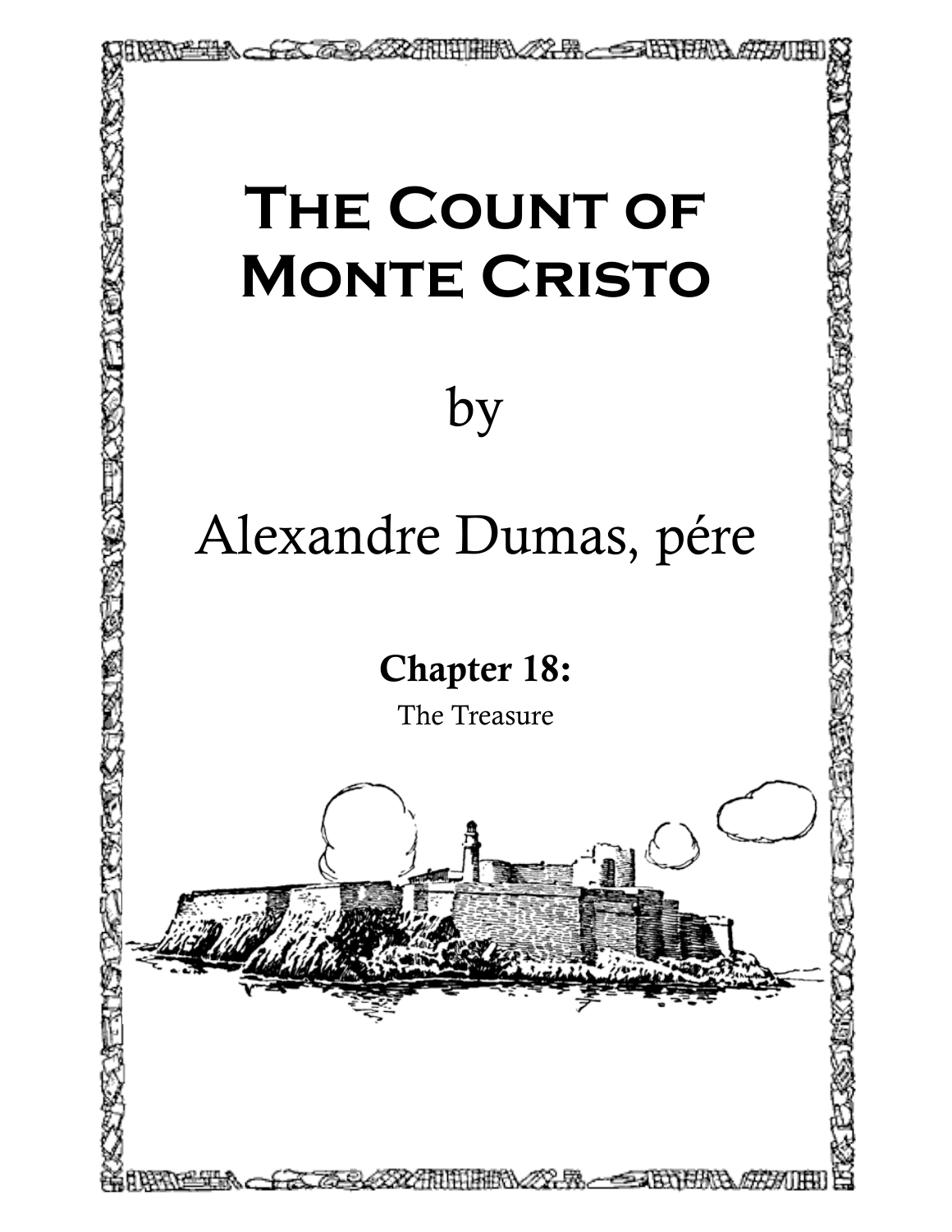# The Count of Monte Cristo

by

Alexandre Dumas, pére

## Chapter 18:

The Treasure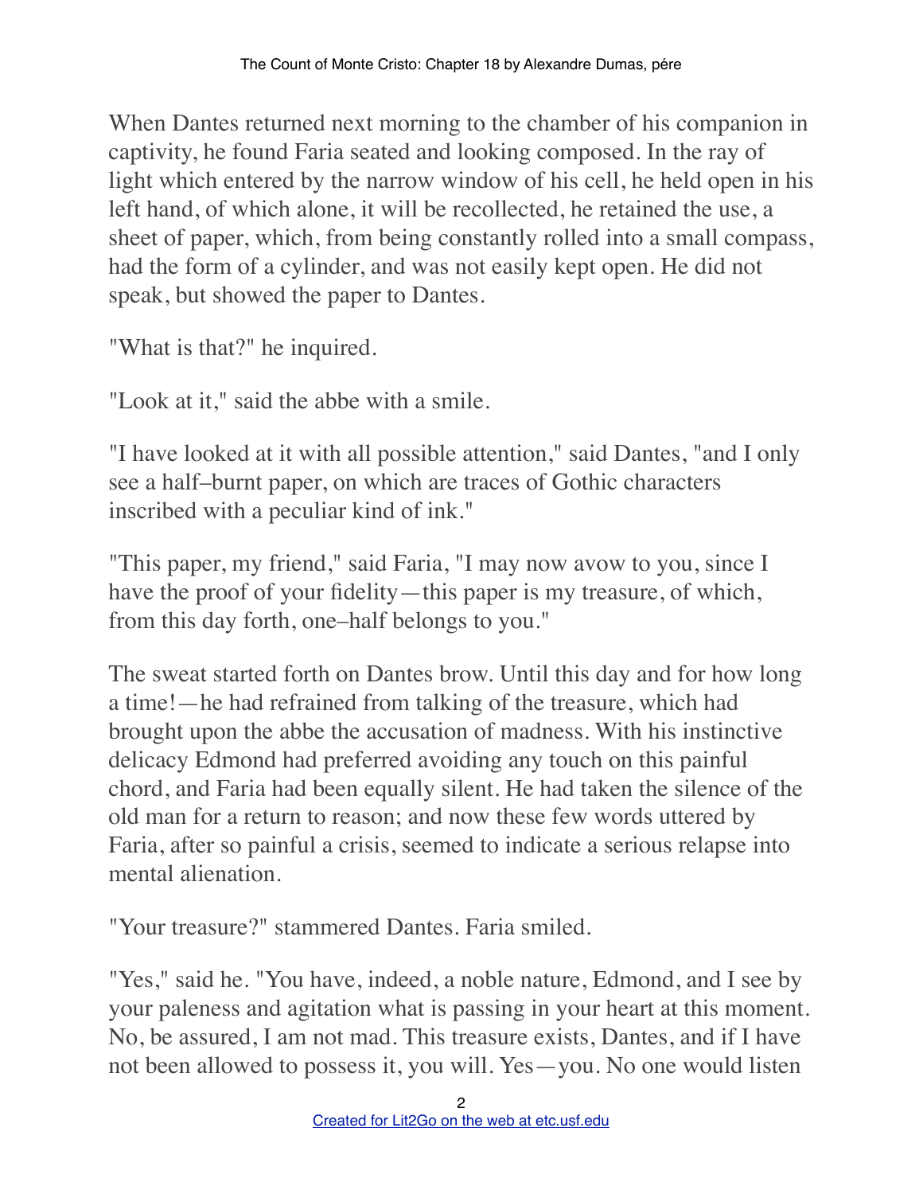When Dantes returned next morning to the chamber of his companion in captivity, he found Faria seated and looking composed. In the ray of light which entered by the narrow window of his cell, he held open in his left hand, of which alone, it will be recollected, he retained the use, a sheet of paper, which, from being constantly rolled into a small compass, had the form of a cylinder, and was not easily kept open. He did not speak, but showed the paper to Dantes.

"What is that?" he inquired.

"Look at it," said the abbe with a smile.

"I have looked at it with all possible attention," said Dantes, "and I only see a half–burnt paper, on which are traces of Gothic characters inscribed with a peculiar kind of ink."

"This paper, my friend," said Faria, "I may now avow to you, since I have the proof of your fidelity—this paper is my treasure, of which, from this day forth, one–half belongs to you."

The sweat started forth on Dantes brow. Until this day and for how long a time!—he had refrained from talking of the treasure, which had brought upon the abbe the accusation of madness. With his instinctive delicacy Edmond had preferred avoiding any touch on this painful chord, and Faria had been equally silent. He had taken the silence of the old man for a return to reason; and now these few words uttered by Faria, after so painful a crisis, seemed to indicate a serious relapse into mental alienation.

"Your treasure?" stammered Dantes. Faria smiled.

"Yes," said he. "You have, indeed, a noble nature, Edmond, and I see by your paleness and agitation what is passing in your heart at this moment. No, be assured, I am not mad. This treasure exists, Dantes, and if I have not been allowed to possess it, you will. Yes—you. No one would listen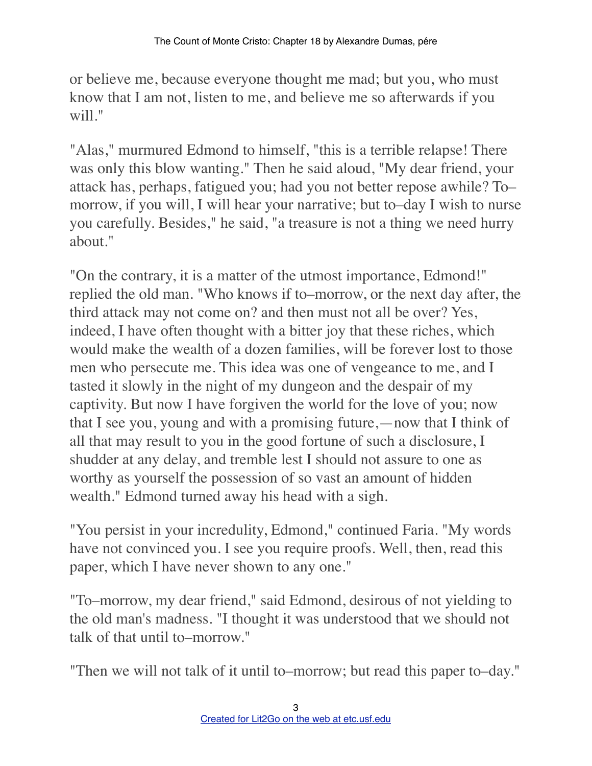or believe me, because everyone thought me mad; but you, who must know that I am not, listen to me, and believe me so afterwards if you will."

"Alas," murmured Edmond to himself, "this is a terrible relapse! There was only this blow wanting." Then he said aloud, "My dear friend, your attack has, perhaps, fatigued you; had you not better repose awhile? To–morrow, if you will, I will hear your narrative; but to–day I wish to nurse you carefully. Besides," he said, "a treasure is not a thing we need hurry about."

"On the contrary, it is a matter of the utmost importance, Edmond!" replied the old man. "Who knows if to–morrow, or the next day after, the third attack may not come on? and then must not all be over? Yes, indeed, I have often thought with a bitter joy that these riches, which would make the wealth of a dozen families, will be forever lost to those men who persecute me. This idea was one of vengeance to me, and I tasted it slowly in the night of my dungeon and the despair of my captivity. But now I have forgiven the world for the love of you; now that I see you, young and with a promising future,—now that I think of all that may result to you in the good fortune of such a disclosure, I shudder at any delay, and tremble lest I should not assure to one as worthy as yourself the possession of so vast an amount of hidden wealth." Edmond turned away his head with a sigh.

"You persist in your incredulity, Edmond," continued Faria. "My words have not convinced you. I see you require proofs. Well, then, read this paper, which I have never shown to any one."

"To–morrow, my dear friend," said Edmond, desirous of not yielding to the old man's madness. "I thought it was understood that we should not talk of that until to–morrow."

"Then we will not talk of it until to–morrow; but read this paper to–day."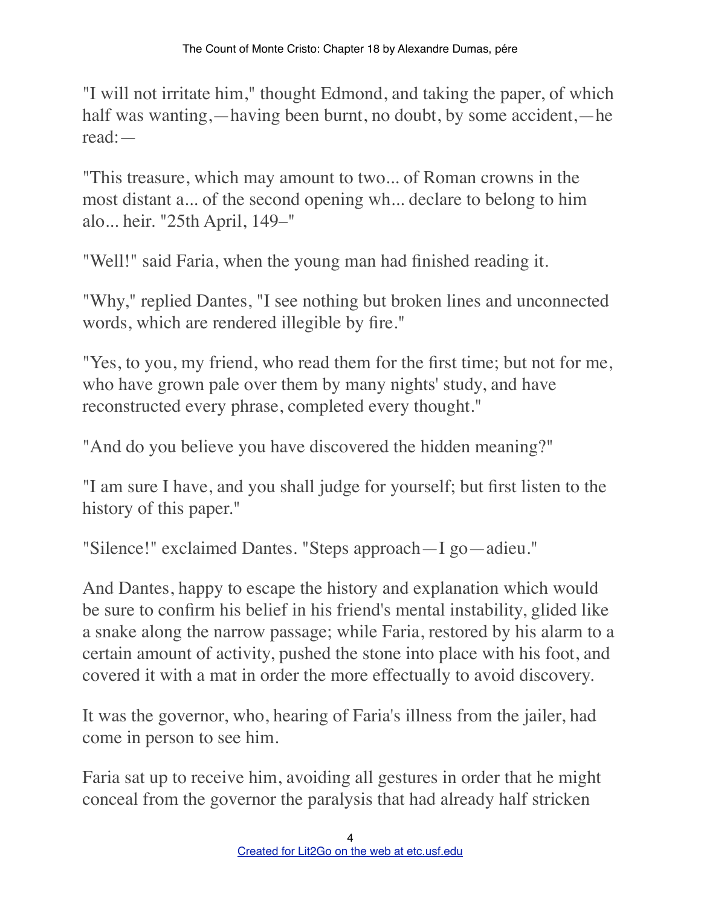"I will not irritate him," thought Edmond, and taking the paper, of which half was wanting,—having been burnt, no doubt, by some accident,—he read:—

"This treasure, which may amount to two... of Roman crowns in the most distant a... of the second opening wh... declare to belong to him alo... heir. "25th April, 149–"

"Well!" said Faria, when the young man had finished reading it.

"Why," replied Dantes, "I see nothing but broken lines and unconnected words, which are rendered illegible by fire."

"Yes, to you, my friend, who read them for the first time; but not for me, who have grown pale over them by many nights' study, and have reconstructed every phrase, completed every thought."

"And do you believe you have discovered the hidden meaning?"

"I am sure I have, and you shall judge for yourself; but first listen to the history of this paper."

"Silence!" exclaimed Dantes. "Steps approach—I go—adieu."

And Dantes, happy to escape the history and explanation which would be sure to confirm his belief in his friend's mental instability, glided like a snake along the narrow passage; while Faria, restored by his alarm to a certain amount of activity, pushed the stone into place with his foot, and covered it with a mat in order the more effectually to avoid discovery.

It was the governor, who, hearing of Faria's illness from the jailer, had come in person to see him.

Faria sat up to receive him, avoiding all gestures in order that he might conceal from the governor the paralysis that had already half stricken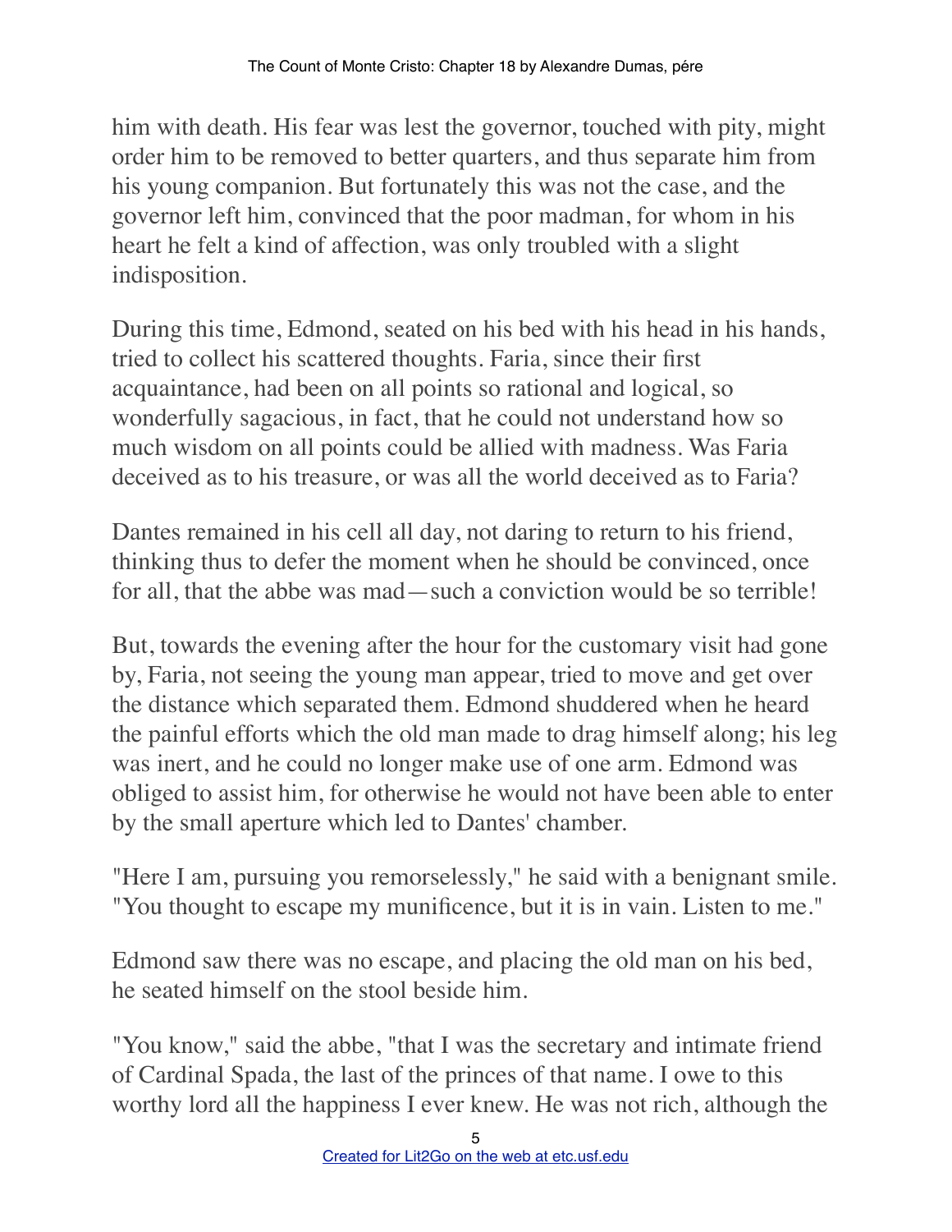him with death. His fear was lest the governor, touched with pity, might order him to be removed to better quarters, and thus separate him from his young companion. But fortunately this was not the case, and the governor left him, convinced that the poor madman, for whom in his heart he felt a kind of affection, was only troubled with a slight indisposition.

During this time, Edmond, seated on his bed with his head in his hands, tried to collect his scattered thoughts. Faria, since their first acquaintance, had been on all points so rational and logical, so wonderfully sagacious, in fact, that he could not understand how so much wisdom on all points could be allied with madness. Was Faria deceived as to his treasure, or was all the world deceived as to Faria?

Dantes remained in his cell all day, not daring to return to his friend, thinking thus to defer the moment when he should be convinced, once for all, that the abbe was mad—such a conviction would be so terrible!

But, towards the evening after the hour for the customary visit had gone by, Faria, not seeing the young man appear, tried to move and get over the distance which separated them. Edmond shuddered when he heard the painful efforts which the old man made to drag himself along; his leg was inert, and he could no longer make use of one arm. Edmond was obliged to assist him, for otherwise he would not have been able to enter by the small aperture which led to Dantes' chamber.

"Here I am, pursuing you remorselessly," he said with a benignant smile. "You thought to escape my munificence, but it is in vain. Listen to me."

Edmond saw there was no escape, and placing the old man on his bed, he seated himself on the stool beside him.

"You know," said the abbe, "that I was the secretary and intimate friend of Cardinal Spada, the last of the princes of that name. I owe to this worthy lord all the happiness I ever knew. He was not rich, although the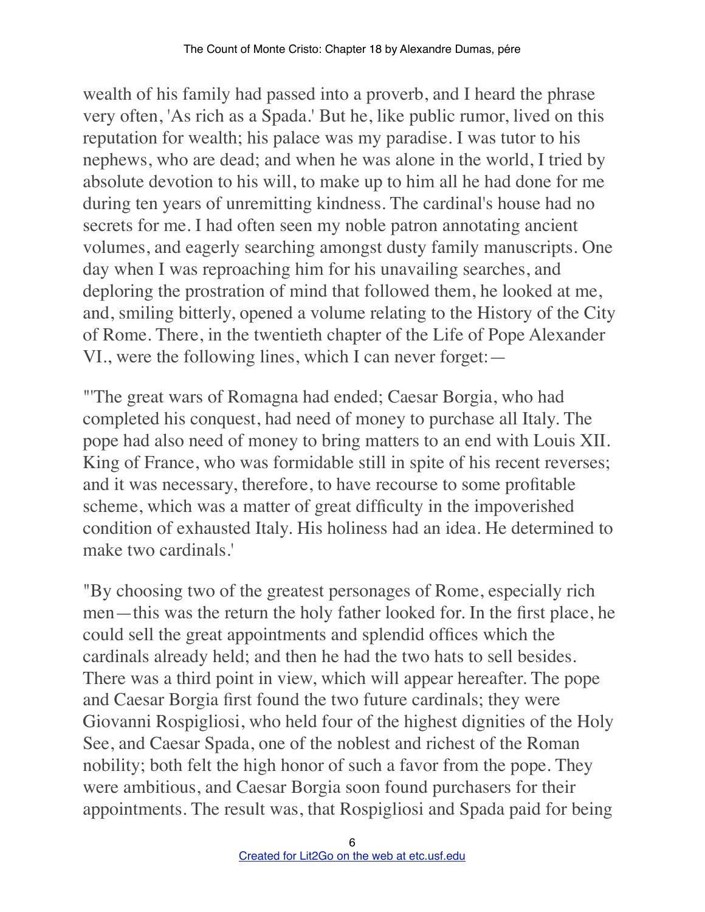wealth of his family had passed into a proverb, and I heard the phrase very often, 'As rich as a Spada.' But he, like public rumor, lived on this reputation for wealth; his palace was my paradise. I was tutor to his nephews, who are dead; and when he was alone in the world, I tried by absolute devotion to his will, to make up to him all he had done for me during ten years of unremitting kindness. The cardinal's house had no secrets for me. I had often seen my noble patron annotating ancient volumes, and eagerly searching amongst dusty family manuscripts. One day when I was reproaching him for his unavailing searches, and deploring the prostration of mind that followed them, he looked at me, and, smiling bitterly, opened a volume relating to the History of the City of Rome. There, in the twentieth chapter of the Life of Pope Alexander VI., were the following lines, which I can never forget:—

"'The great wars of Romagna had ended; Caesar Borgia, who had completed his conquest, had need of money to purchase all Italy. The pope had also need of money to bring matters to an end with Louis XII. King of France, who was formidable still in spite of his recent reverses; and it was necessary, therefore, to have recourse to some profitable scheme, which was a matter of great difficulty in the impoverished condition of exhausted Italy. His holiness had an idea. He determined to make two cardinals.'

"By choosing two of the greatest personages of Rome, especially rich men—this was the return the holy father looked for. In the first place, he could sell the great appointments and splendid offices which the cardinals already held; and then he had the two hats to sell besides. There was a third point in view, which will appear hereafter. The pope and Caesar Borgia first found the two future cardinals; they were Giovanni Rospigliosi, who held four of the highest dignities of the Holy See, and Caesar Spada, one of the noblest and richest of the Roman nobility; both felt the high honor of such a favor from the pope. They were ambitious, and Caesar Borgia soon found purchasers for their appointments. The result was, that Rospigliosi and Spada paid for being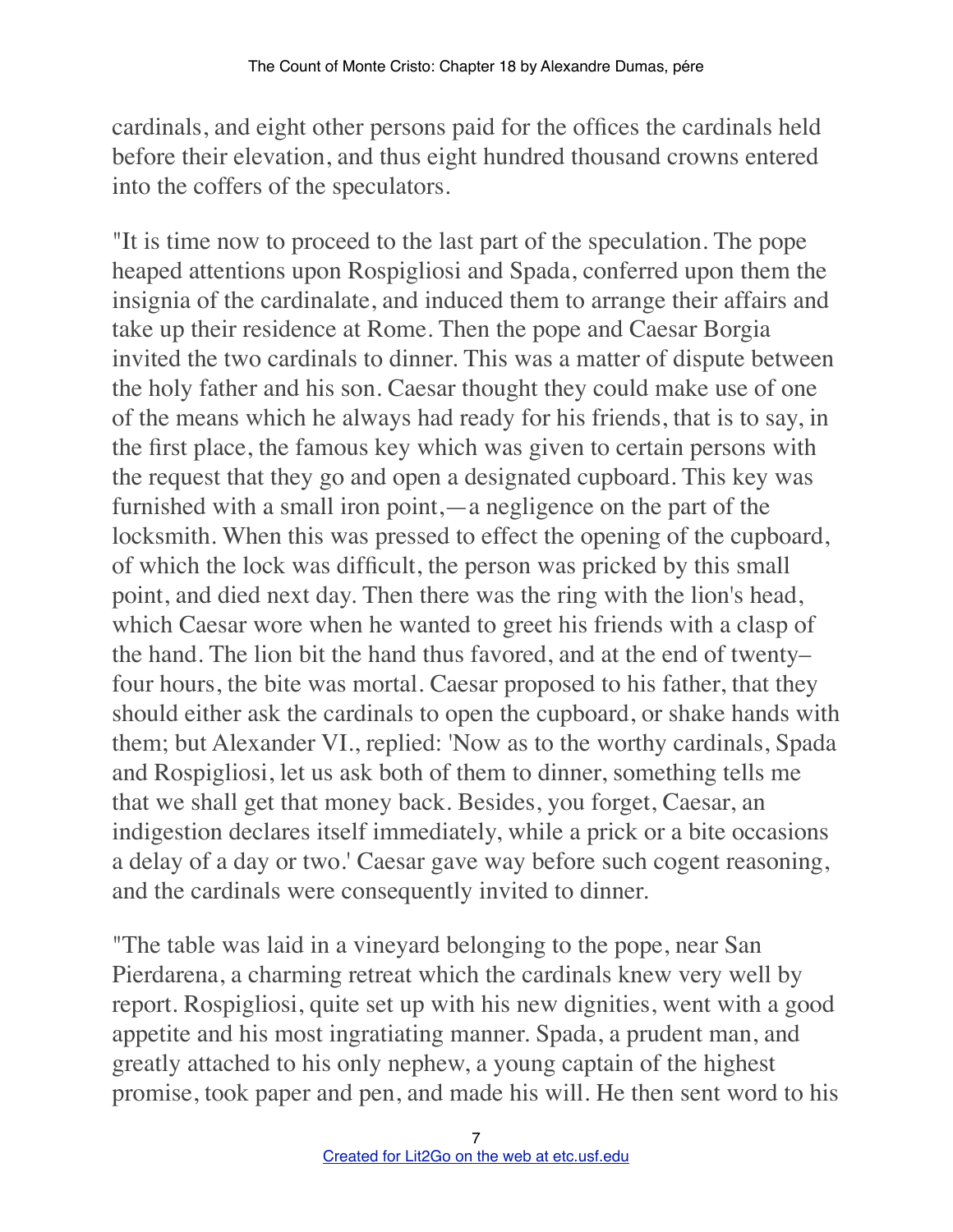cardinals, and eight other persons paid for the offices the cardinals held before their elevation, and thus eight hundred thousand crowns entered into the coffers of the speculators.

"It is time now to proceed to the last part of the speculation. The pope heaped attentions upon Rospigliosi and Spada, conferred upon them the insignia of the cardinalate, and induced them to arrange their affairs and take up their residence at Rome. Then the pope and Caesar Borgia invited the two cardinals to dinner. This was a matter of dispute between the holy father and his son. Caesar thought they could make use of one of the means which he always had ready for his friends, that is to say, in the first place, the famous key which was given to certain persons with the request that they go and open a designated cupboard. This key was furnished with a small iron point,—a negligence on the part of the locksmith. When this was pressed to effect the opening of the cupboard, of which the lock was difficult, the person was pricked by this small point, and died next day. Then there was the ring with the lion's head, which Caesar wore when he wanted to greet his friends with a clasp of the hand. The lion bit the hand thus favored, and at the end of twenty–four hours, the bite was mortal. Caesar proposed to his father, that they should either ask the cardinals to open the cupboard, or shake hands with them; but Alexander VI., replied: 'Now as to the worthy cardinals, Spada and Rospigliosi, let us ask both of them to dinner, something tells me that we shall get that money back. Besides, you forget, Caesar, an indigestion declares itself immediately, while a prick or a bite occasions a delay of a day or two.' Caesar gave way before such cogent reasoning, and the cardinals were consequently invited to dinner.

"The table was laid in a vineyard belonging to the pope, near San Pierdarena, a charming retreat which the cardinals knew very well by report. Rospigliosi, quite set up with his new dignities, went with a good appetite and his most ingratiating manner. Spada, a prudent man, and greatly attached to his only nephew, a young captain of the highest promise, took paper and pen, and made his will. He then sent word to his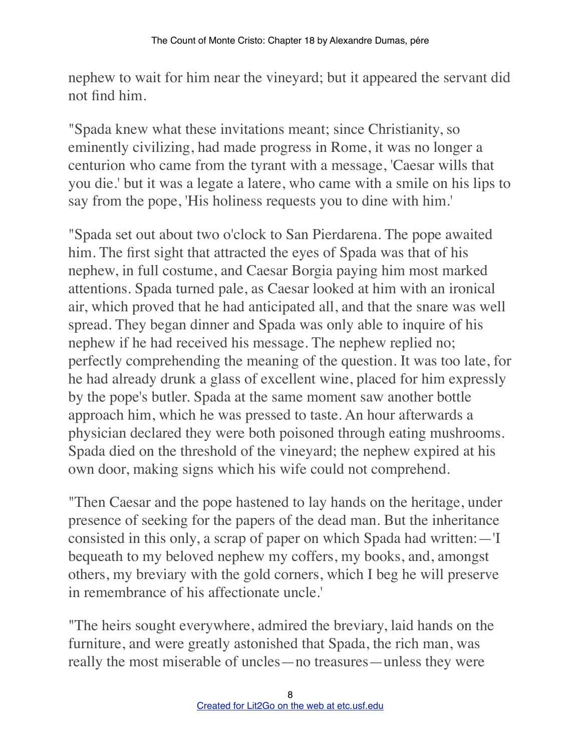nephew to wait for him near the vineyard; but it appeared the servant did not find him.

"Spada knew what these invitations meant; since Christianity, so eminently civilizing, had made progress in Rome, it was no longer a centurion who came from the tyrant with a message, 'Caesar wills that you die.' but it was a legate a latere, who came with a smile on his lips to say from the pope, 'His holiness requests you to dine with him.'

"Spada set out about two o'clock to San Pierdarena. The pope awaited him. The first sight that attracted the eyes of Spada was that of his nephew, in full costume, and Caesar Borgia paying him most marked attentions. Spada turned pale, as Caesar looked at him with an ironical air, which proved that he had anticipated all, and that the snare was well spread. They began dinner and Spada was only able to inquire of his nephew if he had received his message. The nephew replied no; perfectly comprehending the meaning of the question. It was too late, for he had already drunk a glass of excellent wine, placed for him expressly by the pope's butler. Spada at the same moment saw another bottle approach him, which he was pressed to taste. An hour afterwards a physician declared they were both poisoned through eating mushrooms. Spada died on the threshold of the vineyard; the nephew expired at his own door, making signs which his wife could not comprehend.

"Then Caesar and the pope hastened to lay hands on the heritage, under presence of seeking for the papers of the dead man. But the inheritance consisted in this only, a scrap of paper on which Spada had written:—'I bequeath to my beloved nephew my coffers, my books, and, amongst others, my breviary with the gold corners, which I beg he will preserve in remembrance of his affectionate uncle.'

"The heirs sought everywhere, admired the breviary, laid hands on the furniture, and were greatly astonished that Spada, the rich man, was really the most miserable of uncles—no treasures—unless they were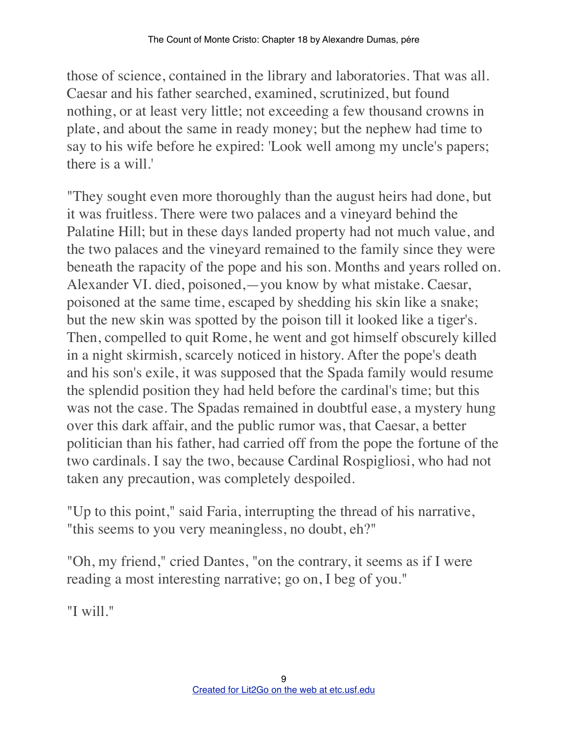those of science, contained in the library and laboratories. That was all. Caesar and his father searched, examined, scrutinized, but found nothing, or at least very little; not exceeding a few thousand crowns in plate, and about the same in ready money; but the nephew had time to say to his wife before he expired: 'Look well among my uncle's papers; there is a will.'

"They sought even more thoroughly than the august heirs had done, but it was fruitless. There were two palaces and a vineyard behind the Palatine Hill; but in these days landed property had not much value, and the two palaces and the vineyard remained to the family since they were beneath the rapacity of the pope and his son. Months and years rolled on. Alexander VI. died, poisoned,—you know by what mistake. Caesar, poisoned at the same time, escaped by shedding his skin like a snake; but the new skin was spotted by the poison till it looked like a tiger's. Then, compelled to quit Rome, he went and got himself obscurely killed in a night skirmish, scarcely noticed in history. After the pope's death and his son's exile, it was supposed that the Spada family would resume the splendid position they had held before the cardinal's time; but this was not the case. The Spadas remained in doubtful ease, a mystery hung over this dark affair, and the public rumor was, that Caesar, a better politician than his father, had carried off from the pope the fortune of the two cardinals. I say the two, because Cardinal Rospigliosi, who had not taken any precaution, was completely despoiled.

"Up to this point," said Faria, interrupting the thread of his narrative, "this seems to you very meaningless, no doubt, eh?"

"Oh, my friend," cried Dantes, "on the contrary, it seems as if I were reading a most interesting narrative; go on, I beg of you."

"I will."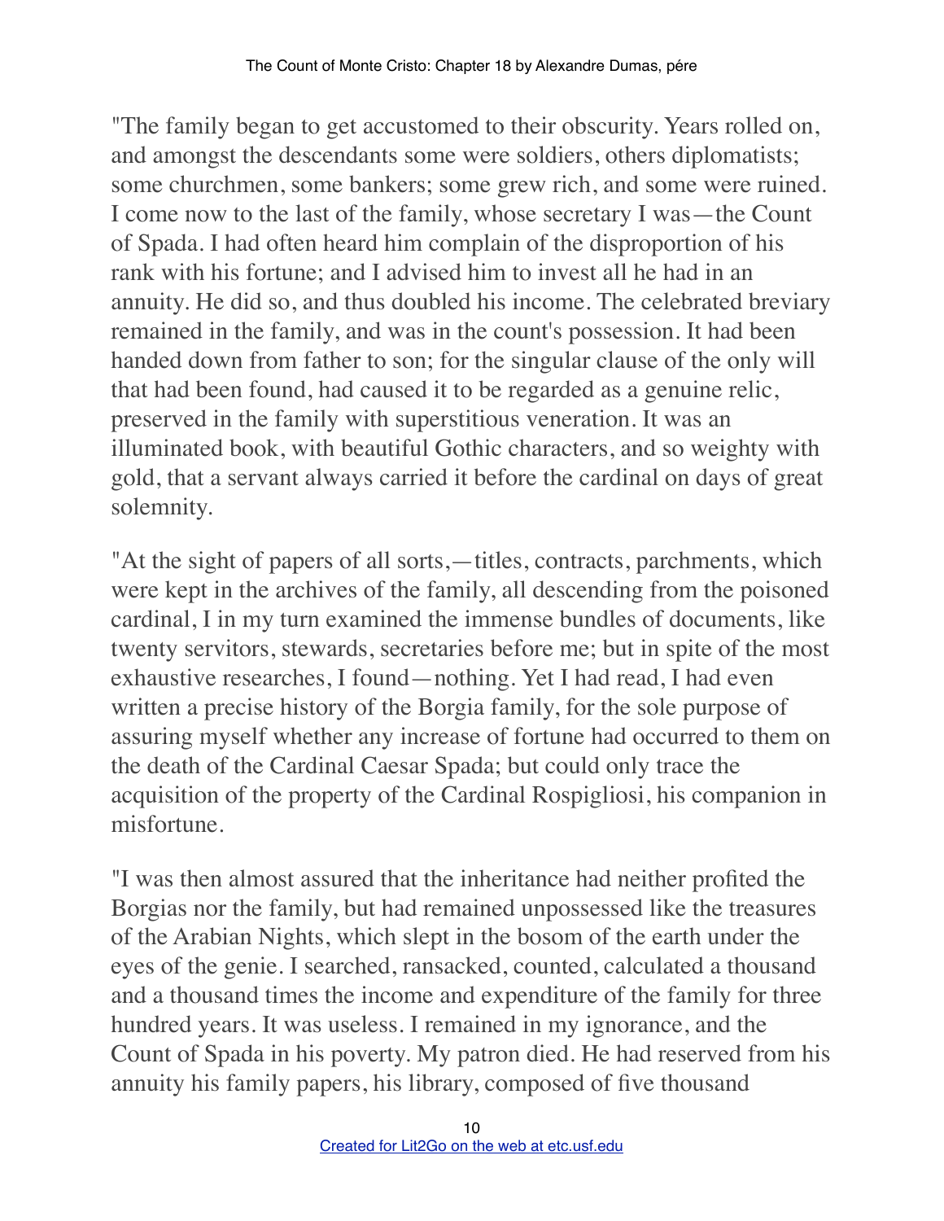"The family began to get accustomed to their obscurity. Years rolled on, and amongst the descendants some were soldiers, others diplomatists; some churchmen, some bankers; some grew rich, and some were ruined. I come now to the last of the family, whose secretary I was—the Count of Spada. I had often heard him complain of the disproportion of his rank with his fortune; and I advised him to invest all he had in an annuity. He did so, and thus doubled his income. The celebrated breviary remained in the family, and was in the count's possession. It had been handed down from father to son; for the singular clause of the only will that had been found, had caused it to be regarded as a genuine relic, preserved in the family with superstitious veneration. It was an illuminated book, with beautiful Gothic characters, and so weighty with gold, that a servant always carried it before the cardinal on days of great solemnity.

"At the sight of papers of all sorts,—titles, contracts, parchments, which were kept in the archives of the family, all descending from the poisoned cardinal, I in my turn examined the immense bundles of documents, like twenty servitors, stewards, secretaries before me; but in spite of the most exhaustive researches, I found—nothing. Yet I had read, I had even written a precise history of the Borgia family, for the sole purpose of assuring myself whether any increase of fortune had occurred to them on the death of the Cardinal Caesar Spada; but could only trace the acquisition of the property of the Cardinal Rospigliosi, his companion in misfortune.

"I was then almost assured that the inheritance had neither profited the Borgias nor the family, but had remained unpossessed like the treasures of the Arabian Nights, which slept in the bosom of the earth under the eyes of the genie. I searched, ransacked, counted, calculated a thousand and a thousand times the income and expenditure of the family for three hundred years. It was useless. I remained in my ignorance, and the Count of Spada in his poverty. My patron died. He had reserved from his annuity his family papers, his library, composed of five thousand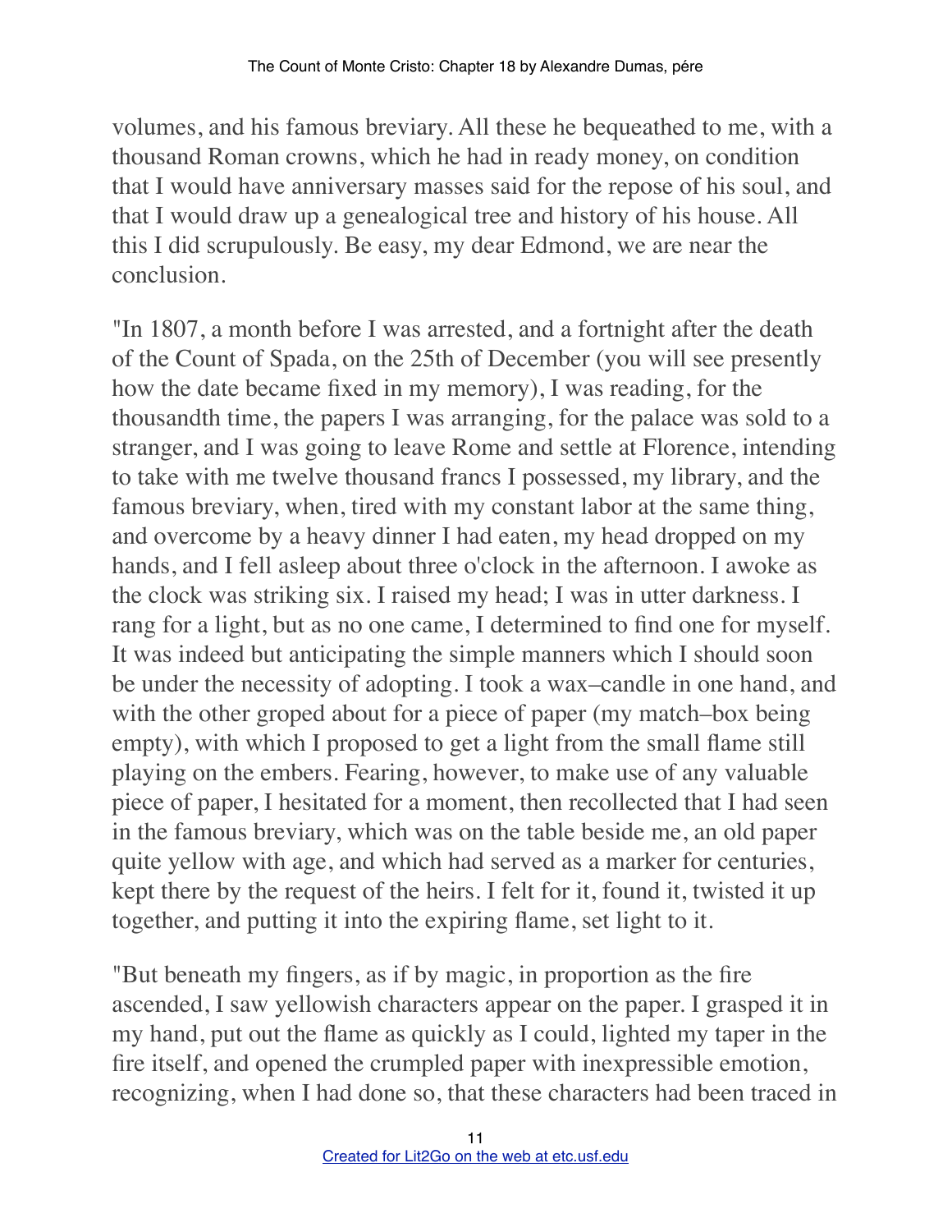volumes, and his famous breviary. All these he bequeathed to me, with a thousand Roman crowns, which he had in ready money, on condition that I would have anniversary masses said for the repose of his soul, and that I would draw up a genealogical tree and history of his house. All this I did scrupulously. Be easy, my dear Edmond, we are near the conclusion.

"In 1807, a month before I was arrested, and a fortnight after the death of the Count of Spada, on the 25th of December (you will see presently how the date became fixed in my memory), I was reading, for the thousandth time, the papers I was arranging, for the palace was sold to a stranger, and I was going to leave Rome and settle at Florence, intending to take with me twelve thousand francs I possessed, my library, and the famous breviary, when, tired with my constant labor at the same thing, and overcome by a heavy dinner I had eaten, my head dropped on my hands, and I fell asleep about three o'clock in the afternoon. I awoke as the clock was striking six. I raised my head; I was in utter darkness. I rang for a light, but as no one came, I determined to find one for myself. It was indeed but anticipating the simple manners which I should soon be under the necessity of adopting. I took a wax–candle in one hand, and with the other groped about for a piece of paper (my match–box being empty), with which I proposed to get a light from the small flame still playing on the embers. Fearing, however, to make use of any valuable piece of paper, I hesitated for a moment, then recollected that I had seen in the famous breviary, which was on the table beside me, an old paper quite yellow with age, and which had served as a marker for centuries, kept there by the request of the heirs. I felt for it, found it, twisted it up together, and putting it into the expiring flame, set light to it.

"But beneath my fingers, as if by magic, in proportion as the fire ascended, I saw yellowish characters appear on the paper. I grasped it in my hand, put out the flame as quickly as I could, lighted my taper in the fire itself, and opened the crumpled paper with inexpressible emotion, recognizing, when I had done so, that these characters had been traced in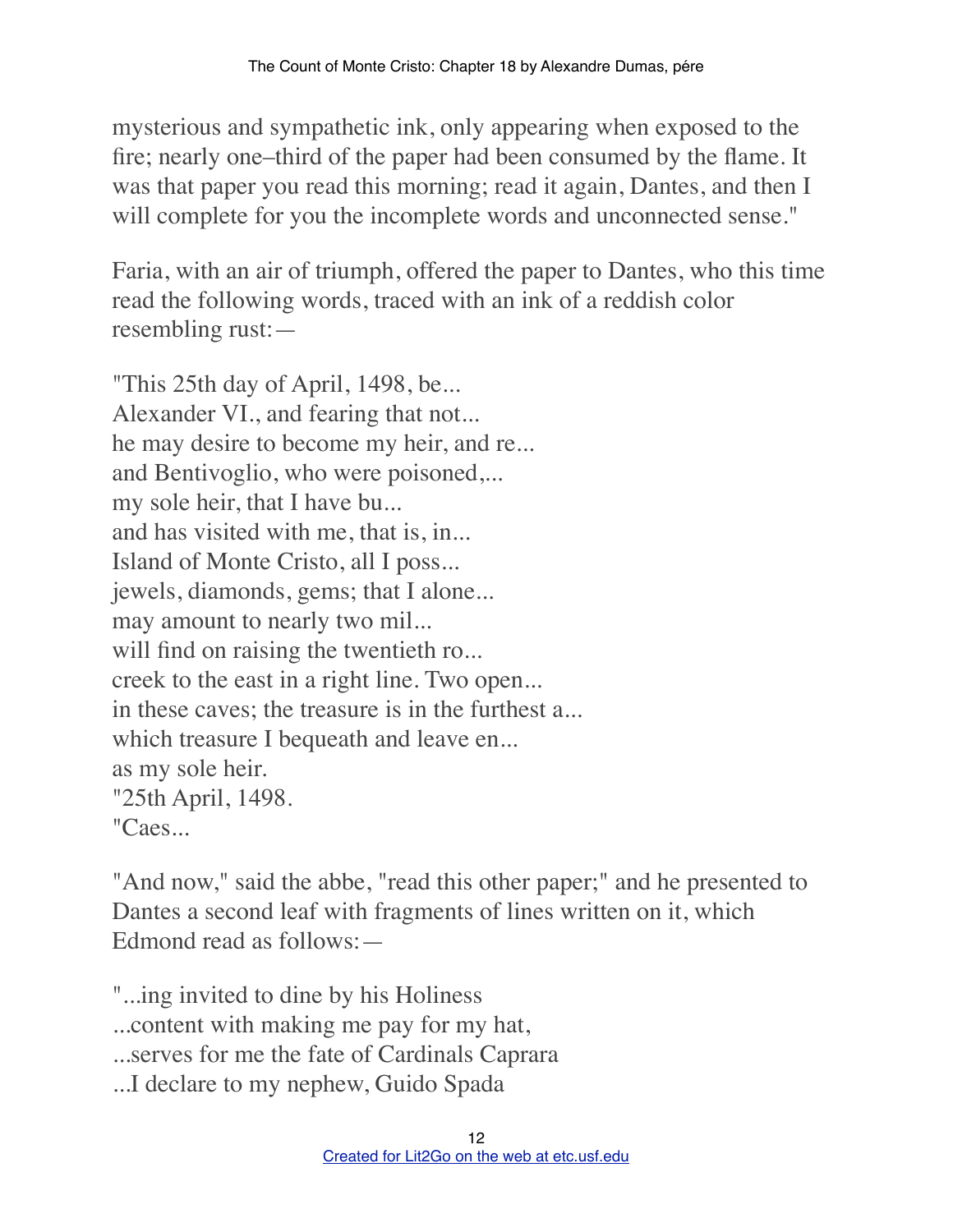mysterious and sympathetic ink, only appearing when exposed to the fire; nearly one–third of the paper had been consumed by the flame. It was that paper you read this morning; read it again, Dantes, and then I will complete for you the incomplete words and unconnected sense."

Faria, with an air of triumph, offered the paper to Dantes, who this time read the following words, traced with an ink of a reddish color resembling rust:—

"This 25th day of April, 1498, be...  
Alexander VI., and fearing that not...  
he may desire to become my heir, and re...  
and Bentivoglio, who were poisoned,...  
my sole heir, that I have bu...  
and has visited with me, that is, in...  
Island of Monte Cristo, all I poss...  
jewels, diamonds, gems; that I alone...  
may amount to nearly two mil...  
will find on raising the twentieth ro...  
creek to the east in a right line. Two open...  
in these caves; the treasure is in the furthest a...  
which treasure I bequeath and leave en...  
as my sole heir.  
"25th April, 1498.  
"Caes...

"And now," said the abbe, "read this other paper;" and he presented to Dantes a second leaf with fragments of lines written on it, which Edmond read as follows:—

"...ing invited to dine by his Holiness  
...content with making me pay for my hat,  
...serves for me the fate of Cardinals Caprara  
...I declare to my nephew, Guido Spada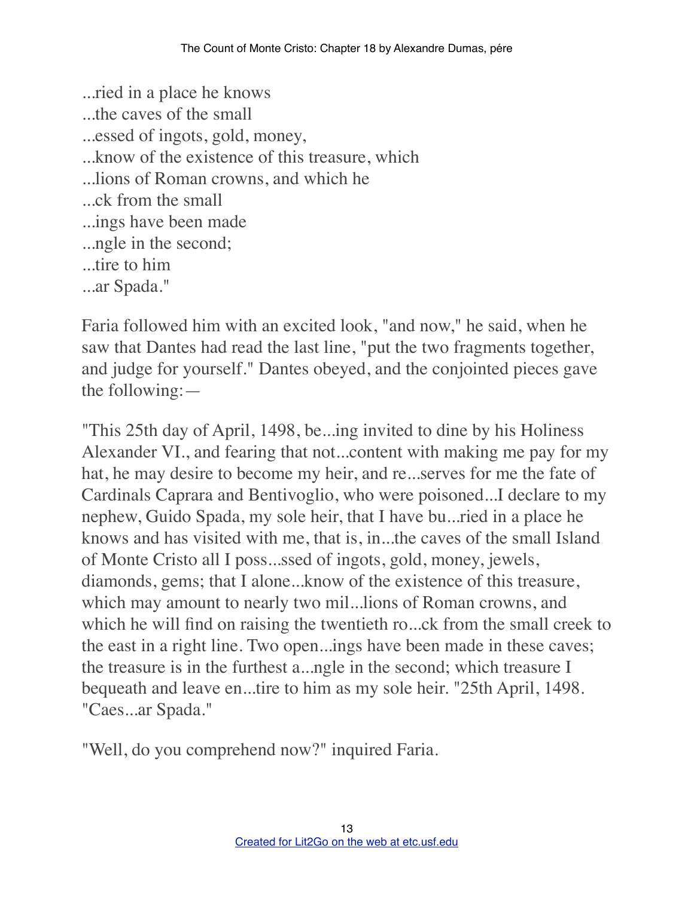...ried in a place he knows
...the caves of the small
...essed of ingots, gold, money,
...know of the existence of this treasure, which
...lions of Roman crowns, and which he
...ck from the small
...ings have been made
...ngle in the second;
...tire to him
...ar Spada."

Faria followed him with an excited look, "and now," he said, when he saw that Dantes had read the last line, "put the two fragments together, and judge for yourself." Dantes obeyed, and the conjointed pieces gave the following:—

"This 25th day of April, 1498, be...ing invited to dine by his Holiness Alexander VI., and fearing that not...content with making me pay for my hat, he may desire to become my heir, and re...serves for me the fate of Cardinals Caprara and Bentivoglio, who were poisoned...I declare to my nephew, Guido Spada, my sole heir, that I have bu...ried in a place he knows and has visited with me, that is, in...the caves of the small Island of Monte Cristo all I poss...ssed of ingots, gold, money, jewels, diamonds, gems; that I alone...know of the existence of this treasure, which may amount to nearly two mil...lions of Roman crowns, and which he will find on raising the twentieth ro...ck from the small creek to the east in a right line. Two open...ings have been made in these caves; the treasure is in the furthest a...ngle in the second; which treasure I bequeath and leave en...tire to him as my sole heir. "25th April, 1498. "Caes...ar Spada."

"Well, do you comprehend now?" inquired Faria.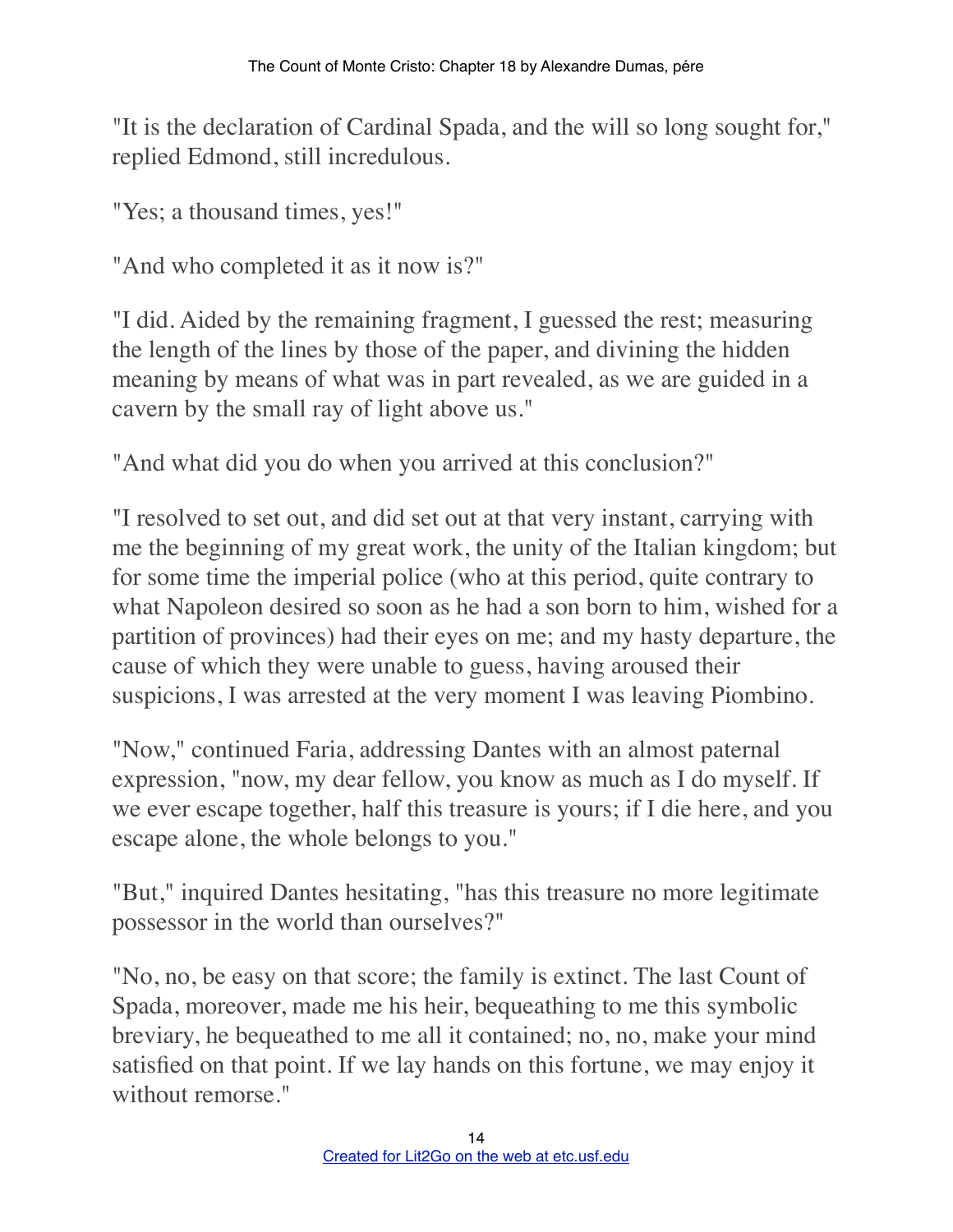"It is the declaration of Cardinal Spada, and the will so long sought for," replied Edmond, still incredulous.

"Yes; a thousand times, yes!"

"And who completed it as it now is?"

"I did. Aided by the remaining fragment, I guessed the rest; measuring the length of the lines by those of the paper, and divining the hidden meaning by means of what was in part revealed, as we are guided in a cavern by the small ray of light above us."

"And what did you do when you arrived at this conclusion?"

"I resolved to set out, and did set out at that very instant, carrying with me the beginning of my great work, the unity of the Italian kingdom; but for some time the imperial police (who at this period, quite contrary to what Napoleon desired so soon as he had a son born to him, wished for a partition of provinces) had their eyes on me; and my hasty departure, the cause of which they were unable to guess, having aroused their suspicions, I was arrested at the very moment I was leaving Piombino.

"Now," continued Faria, addressing Dantes with an almost paternal expression, "now, my dear fellow, you know as much as I do myself. If we ever escape together, half this treasure is yours; if I die here, and you escape alone, the whole belongs to you."

"But," inquired Dantes hesitating, "has this treasure no more legitimate possessor in the world than ourselves?"

"No, no, be easy on that score; the family is extinct. The last Count of Spada, moreover, made me his heir, bequeathing to me this symbolic breviary, he bequeathed to me all it contained; no, no, make your mind satisfied on that point. If we lay hands on this fortune, we may enjoy it without remorse."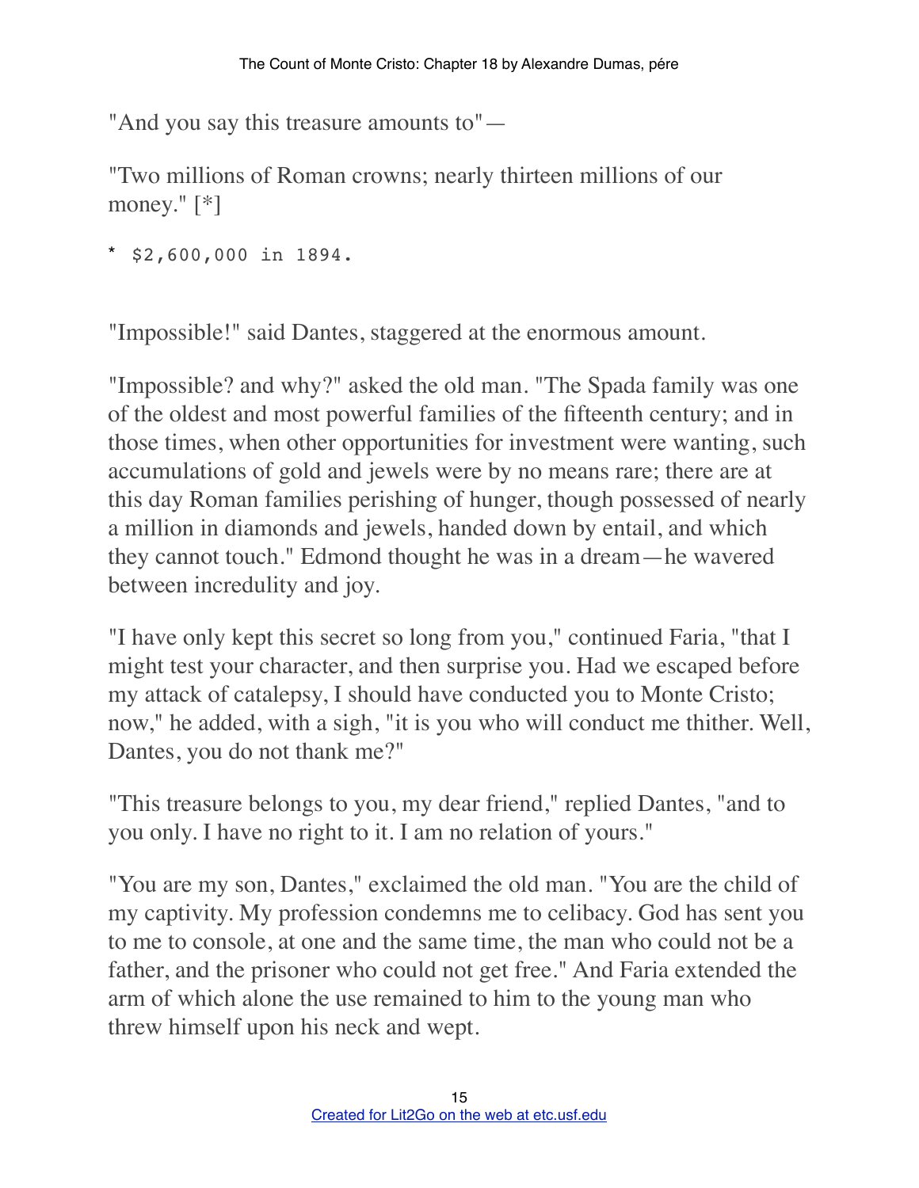"And you say this treasure amounts to"—

"Two millions of Roman crowns; nearly thirteen millions of our money." [*]

```
* $2,600,000 in 1894.
```

"Impossible!" said Dantes, staggered at the enormous amount.

"Impossible? and why?" asked the old man. "The Spada family was one of the oldest and most powerful families of the fifteenth century; and in those times, when other opportunities for investment were wanting, such accumulations of gold and jewels were by no means rare; there are at this day Roman families perishing of hunger, though possessed of nearly a million in diamonds and jewels, handed down by entail, and which they cannot touch." Edmond thought he was in a dream—he wavered between incredulity and joy.

"I have only kept this secret so long from you," continued Faria, "that I might test your character, and then surprise you. Had we escaped before my attack of catalepsy, I should have conducted you to Monte Cristo; now," he added, with a sigh, "it is you who will conduct me thither. Well, Dantes, you do not thank me?"

"This treasure belongs to you, my dear friend," replied Dantes, "and to you only. I have no right to it. I am no relation of yours."

"You are my son, Dantes," exclaimed the old man. "You are the child of my captivity. My profession condemns me to celibacy. God has sent you to me to console, at one and the same time, the man who could not be a father, and the prisoner who could not get free." And Faria extended the arm of which alone the use remained to him to the young man who threw himself upon his neck and wept.